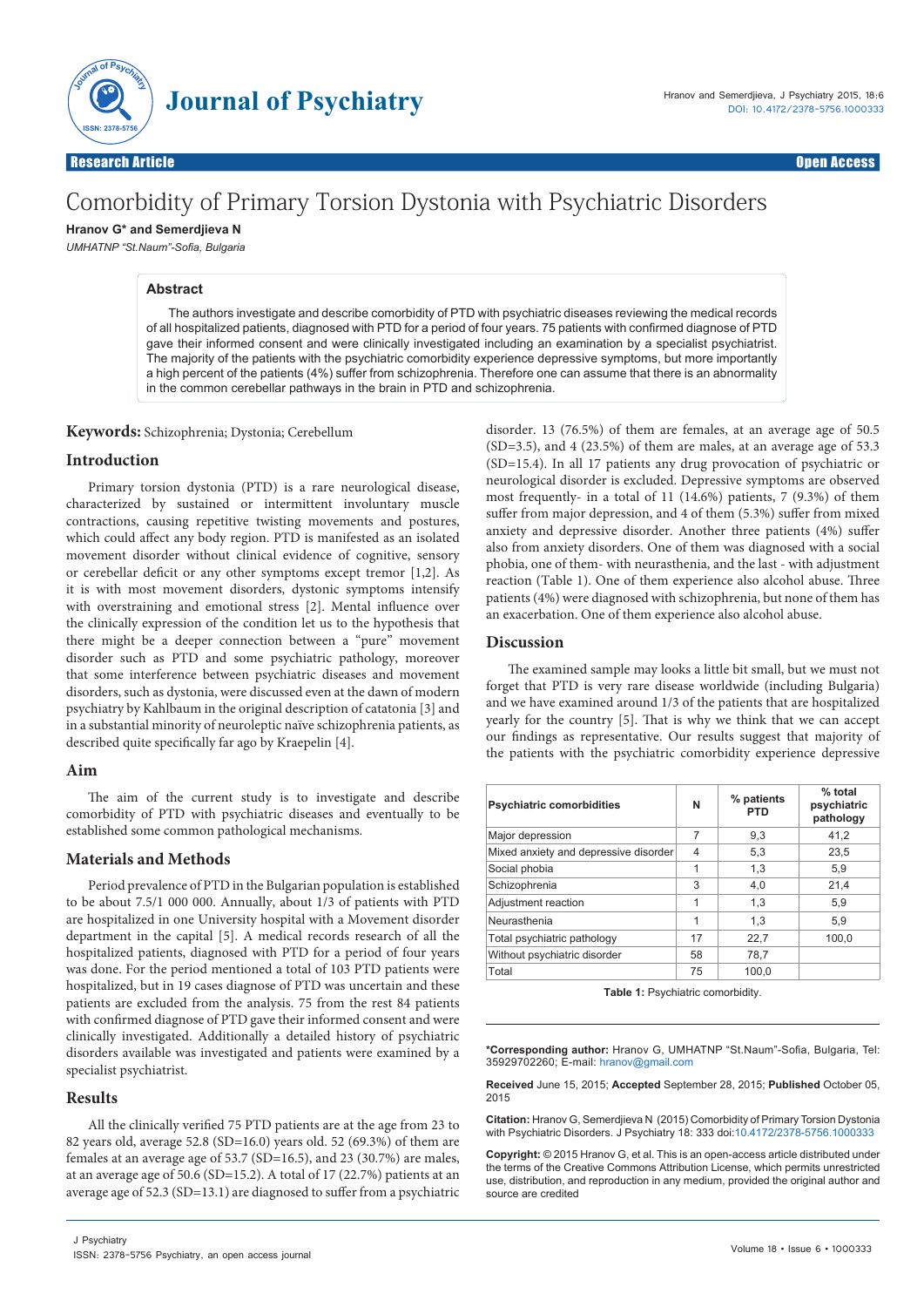Research Article — Open Access

# Comorbidity of Primary Torsion Dystonia with Psychiatric Disorders

**Hranov G\* and Semerdjieva N**

*UMHATNP "St.Naum"-Sofia, Bulgaria*

## Abstract

The authors investigate and describe comorbidity of PTD with psychiatric diseases reviewing the medical records of all hospitalized patients, diagnosed with PTD for a period of four years. 75 patients with confirmed diagnose of PTD gave their informed consent and were clinically investigated including an examination by a specialist psychiatrist. The majority of the patients with the psychiatric comorbidity experience depressive symptoms, but more importantly a high percent of the patients (4%) suffer from schizophrenia. Therefore one can assume that there is an abnormality in the common cerebellar pathways in the brain in PTD and schizophrenia.

**Keywords:** Schizophrenia; Dystonia; Cerebellum

## Introduction

Primary torsion dystonia (PTD) is a rare neurological disease, characterized by sustained or intermittent involuntary muscle contractions, causing repetitive twisting movements and postures, which could affect any body region. PTD is manifested as an isolated movement disorder without clinical evidence of cognitive, sensory or cerebellar deficit or any other symptoms except tremor [1,2]. As it is with most movement disorders, dystonic symptoms intensify with overstraining and emotional stress [2]. Mental influence over the clinically expression of the condition let us to the hypothesis that there might be a deeper connection between a "pure" movement disorder such as PTD and some psychiatric pathology, moreover that some interference between psychiatric diseases and movement disorders, such as dystonia, were discussed even at the dawn of modern psychiatry by Kahlbaum in the original description of catatonia [3] and in a substantial minority of neuroleptic naïve schizophrenia patients, as described quite specifically far ago by Kraepelin [4].

## Aim

The aim of the current study is to investigate and describe comorbidity of PTD with psychiatric diseases and eventually to be established some common pathological mechanisms.

## Materials and Methods

Period prevalence of PTD in the Bulgarian population is established to be about 7.5/1 000 000. Annually, about 1/3 of patients with PTD are hospitalized in one University hospital with a Movement disorder department in the capital [5]. A medical records research of all the hospitalized patients, diagnosed with PTD for a period of four years was done. For the period mentioned a total of 103 PTD patients were hospitalized, but in 19 cases diagnose of PTD was uncertain and these patients are excluded from the analysis. 75 from the rest 84 patients with confirmed diagnose of PTD gave their informed consent and were clinically investigated. Additionally a detailed history of psychiatric disorders available was investigated and patients were examined by a specialist psychiatrist.

## Results

All the clinically verified 75 PTD patients are at the age from 23 to 82 years old, average 52.8 (SD=16.0) years old. 52 (69.3%) of them are females at an average age of 53.7 (SD=16.5), and 23 (30.7%) are males, at an average age of 50.6 (SD=15.2). A total of 17 (22.7%) patients at an average age of 52.3 (SD=13.1) are diagnosed to suffer from a psychiatric disorder. 13 (76.5%) of them are females, at an average age of 50.5 (SD=3.5), and 4 (23.5%) of them are males, at an average age of 53.3 (SD=15.4). In all 17 patients any drug provocation of psychiatric or neurological disorder is excluded. Depressive symptoms are observed most frequently- in a total of 11 (14.6%) patients, 7 (9.3%) of them suffer from major depression, and 4 of them (5.3%) suffer from mixed anxiety and depressive disorder. Another three patients (4%) suffer also from anxiety disorders. One of them was diagnosed with a social phobia, one of them- with neurasthenia, and the last - with adjustment reaction (Table 1). One of them experience also alcohol abuse. Three patients (4%) were diagnosed with schizophrenia, but none of them has an exacerbation. One of them experience also alcohol abuse.

## Discussion

The examined sample may looks a little bit small, but we must not forget that PTD is very rare disease worldwide (including Bulgaria) and we have examined around 1/3 of the patients that are hospitalized yearly for the country [5]. That is why we think that we can accept our findings as representative. Our results suggest that majority of the patients with the psychiatric comorbidity experience depressive

| Psychiatric comorbidities | N | % patients PTD | % total psychiatric pathology |
|---|---|---|---|
| Major depression | 7 | 9,3 | 41,2 |
| Mixed anxiety and depressive disorder | 4 | 5,3 | 23,5 |
| Social phobia | 1 | 1,3 | 5,9 |
| Schizophrenia | 3 | 4,0 | 21,4 |
| Adjustment reaction | 1 | 1,3 | 5,9 |
| Neurasthenia | 1 | 1,3 | 5,9 |
| Total psychiatric pathology | 17 | 22,7 | 100,0 |
| Without psychiatric disorder | 58 | 78,7 | |
| Total | 75 | 100,0 | |

**Table 1:** Psychiatric comorbidity.

**\*Corresponding author:** Hranov G, UMHATNP "St.Naum"-Sofia, Bulgaria, Tel: 35929702260; E-mail: hranov@gmail.com

**Received** June 15, 2015; **Accepted** September 28, 2015; **Published** October 05, 2015

**Citation:** Hranov G, Semerdjieva N (2015) Comorbidity of Primary Torsion Dystonia with Psychiatric Disorders. J Psychiatry 18: 333 doi:10.4172/2378-5756.1000333

**Copyright:** © 2015 Hranov G, et al. This is an open-access article distributed under the terms of the Creative Commons Attribution License, which permits unrestricted use, distribution, and reproduction in any medium, provided the original author and source are credited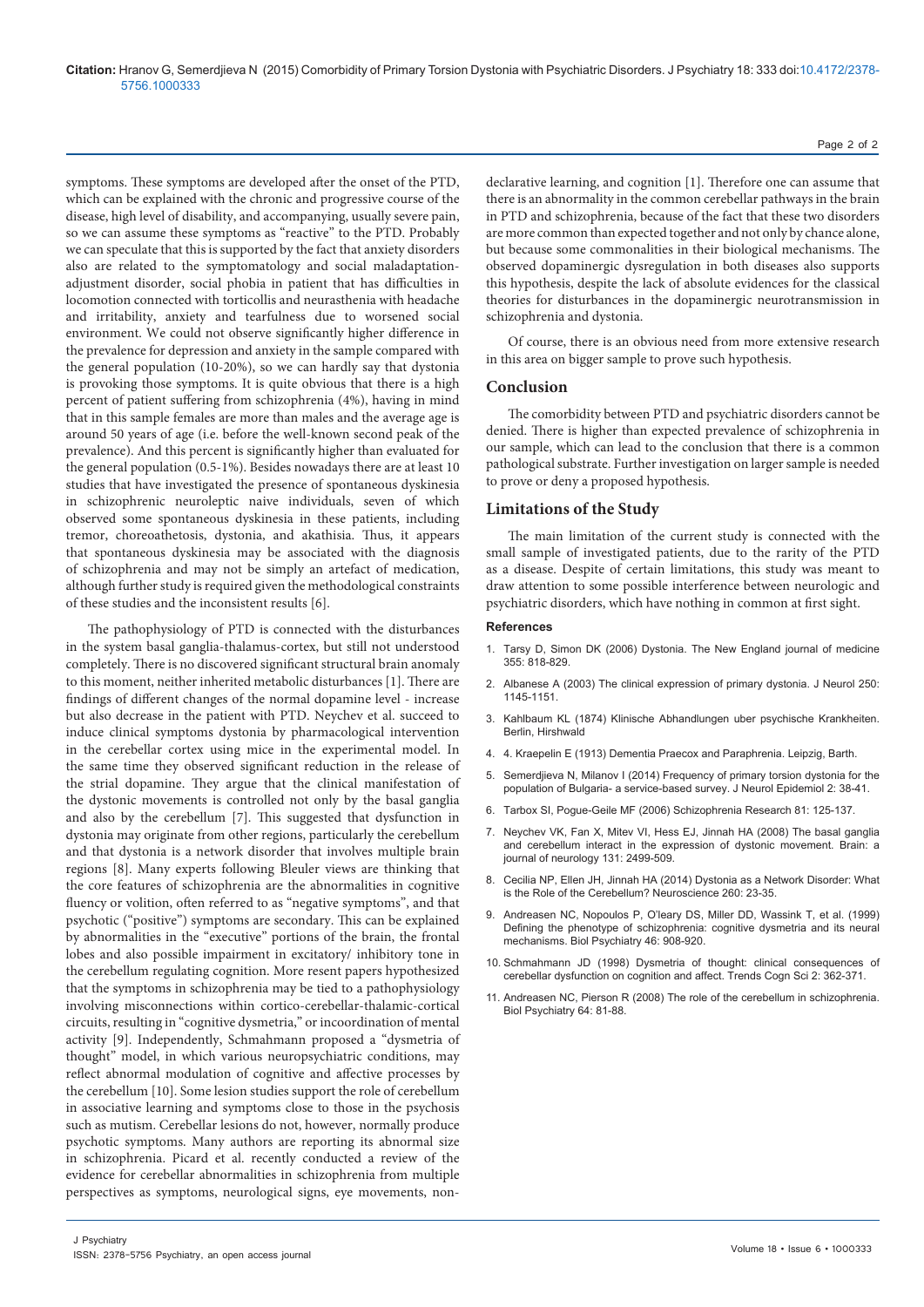symptoms. These symptoms are developed after the onset of the PTD, which can be explained with the chronic and progressive course of the disease, high level of disability, and accompanying, usually severe pain, so we can assume these symptoms as "reactive" to the PTD. Probably we can speculate that this is supported by the fact that anxiety disorders also are related to the symptomatology and social maladaptation-adjustment disorder, social phobia in patient that has difficulties in locomotion connected with torticollis and neurasthenia with headache and irritability, anxiety and tearfulness due to worsened social environment. We could not observe significantly higher difference in the prevalence for depression and anxiety in the sample compared with the general population (10-20%), so we can hardly say that dystonia is provoking those symptoms. It is quite obvious that there is a high percent of patient suffering from schizophrenia (4%), having in mind that in this sample females are more than males and the average age is around 50 years of age (i.e. before the well-known second peak of the prevalence). And this percent is significantly higher than evaluated for the general population (0.5-1%). Besides nowadays there are at least 10 studies that have investigated the presence of spontaneous dyskinesia in schizophrenic neuroleptic naive individuals, seven of which observed some spontaneous dyskinesia in these patients, including tremor, choreoathetosis, dystonia, and akathisia. Thus, it appears that spontaneous dyskinesia may be associated with the diagnosis of schizophrenia and may not be simply an artefact of medication, although further study is required given the methodological constraints of these studies and the inconsistent results [6].

The pathophysiology of PTD is connected with the disturbances in the system basal ganglia-thalamus-cortex, but still not understood completely. There is no discovered significant structural brain anomaly to this moment, neither inherited metabolic disturbances [1]. There are findings of different changes of the normal dopamine level - increase but also decrease in the patient with PTD. Neychev et al. succeed to induce clinical symptoms dystonia by pharmacological intervention in the cerebellar cortex using mice in the experimental model. In the same time they observed significant reduction in the release of the strial dopamine. They argue that the clinical manifestation of the dystonic movements is controlled not only by the basal ganglia and also by the cerebellum [7]. This suggested that dysfunction in dystonia may originate from other regions, particularly the cerebellum and that dystonia is a network disorder that involves multiple brain regions [8]. Many experts following Bleuler views are thinking that the core features of schizophrenia are the abnormalities in cognitive fluency or volition, often referred to as "negative symptoms", and that psychotic ("positive") symptoms are secondary. This can be explained by abnormalities in the "executive" portions of the brain, the frontal lobes and also possible impairment in excitatory/ inhibitory tone in the cerebellum regulating cognition. More resent papers hypothesized that the symptoms in schizophrenia may be tied to a pathophysiology involving misconnections within cortico-cerebellar-thalamic-cortical circuits, resulting in "cognitive dysmetria," or incoordination of mental activity [9]. Independently, Schmahmann proposed a "dysmetria of thought" model, in which various neuropsychiatric conditions, may reflect abnormal modulation of cognitive and affective processes by the cerebellum [10]. Some lesion studies support the role of cerebellum in associative learning and symptoms close to those in the psychosis such as mutism. Cerebellar lesions do not, however, normally produce psychotic symptoms. Many authors are reporting its abnormal size in schizophrenia. Picard et al. recently conducted a review of the evidence for cerebellar abnormalities in schizophrenia from multiple perspectives as symptoms, neurological signs, eye movements, non-declarative learning, and cognition [1]. Therefore one can assume that there is an abnormality in the common cerebellar pathways in the brain in PTD and schizophrenia, because of the fact that these two disorders are more common than expected together and not only by chance alone, but because some commonalities in their biological mechanisms. The observed dopaminergic dysregulation in both diseases also supports this hypothesis, despite the lack of absolute evidences for the classical theories for disturbances in the dopaminergic neurotransmission in schizophrenia and dystonia.

Of course, there is an obvious need from more extensive research in this area on bigger sample to prove such hypothesis.

## Conclusion

The comorbidity between PTD and psychiatric disorders cannot be denied. There is higher than expected prevalence of schizophrenia in our sample, which can lead to the conclusion that there is a common pathological substrate. Further investigation on larger sample is needed to prove or deny a proposed hypothesis.

## Limitations of the Study

The main limitation of the current study is connected with the small sample of investigated patients, due to the rarity of the PTD as a disease. Despite of certain limitations, this study was meant to draw attention to some possible interference between neurologic and psychiatric disorders, which have nothing in common at first sight.

### References

1. Tarsy D, Simon DK (2006) Dystonia. The New England journal of medicine 355: 818-829.
2. Albanese A (2003) The clinical expression of primary dystonia. J Neurol 250: 1145-1151.
3. Kahlbaum KL (1874) Klinische Abhandlungen uber psychische Krankheiten. Berlin, Hirshwald
4. 4. Kraepelin E (1913) Dementia Praecox and Paraphrenia. Leipzig, Barth.
5. Semerdjieva N, Milanov I (2014) Frequency of primary torsion dystonia for the population of Bulgaria- a service-based survey. J Neurol Epidemiol 2: 38-41.
6. Tarbox SI, Pogue-Geile MF (2006) Schizophrenia Research 81: 125-137.
7. Neychev VK, Fan X, Mitev VI, Hess EJ, Jinnah HA (2008) The basal ganglia and cerebellum interact in the expression of dystonic movement. Brain: a journal of neurology 131: 2499-509.
8. Cecilia NP, Ellen JH, Jinnah HA (2014) Dystonia as a Network Disorder: What is the Role of the Cerebellum? Neuroscience 260: 23-35.
9. Andreasen NC, Nopoulos P, O'leary DS, Miller DD, Wassink T, et al. (1999) Defining the phenotype of schizophrenia: cognitive dysmetria and its neural mechanisms. Biol Psychiatry 46: 908-920.
10. Schmahmann JD (1998) Dysmetria of thought: clinical consequences of cerebellar dysfunction on cognition and affect. Trends Cogn Sci 2: 362-371.
11. Andreasen NC, Pierson R (2008) The role of the cerebellum in schizophrenia. Biol Psychiatry 64: 81-88.